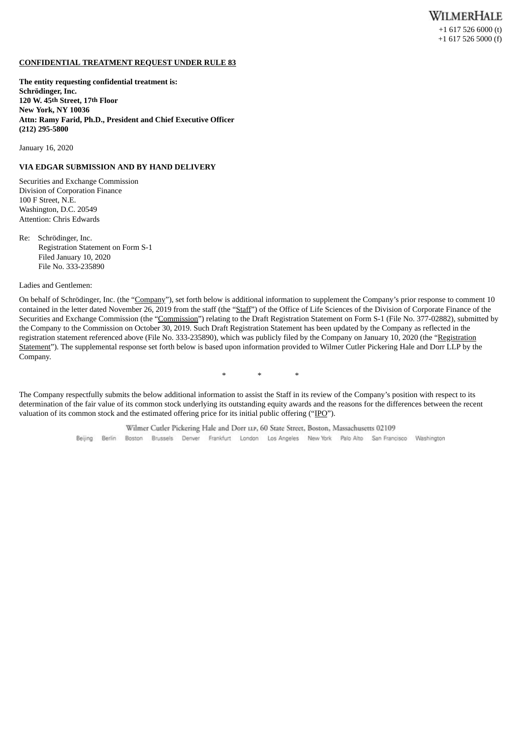WILMERHALE

+1 617 526 6000 (t)
+1 617 526 5000 (f)

**CONFIDENTIAL TREATMENT REQUEST UNDER RULE 83**

**The entity requesting confidential treatment is:**
**Schrödinger, Inc.**
**120 W. 45th Street, 17th Floor**
**New York, NY 10036**
**Attn: Ramy Farid, Ph.D., President and Chief Executive Officer**
**(212) 295-5800**

January 16, 2020

**VIA EDGAR SUBMISSION AND BY HAND DELIVERY**

Securities and Exchange Commission
Division of Corporation Finance
100 F Street, N.E.
Washington, D.C. 20549
Attention: Chris Edwards

Re: Schrödinger, Inc.
Registration Statement on Form S-1
Filed January 10, 2020
File No. 333-235890

Ladies and Gentlemen:

On behalf of Schrödinger, Inc. (the "Company"), set forth below is additional information to supplement the Company's prior response to comment 10 contained in the letter dated November 26, 2019 from the staff (the "Staff") of the Office of Life Sciences of the Division of Corporate Finance of the Securities and Exchange Commission (the "Commission") relating to the Draft Registration Statement on Form S-1 (File No. 377-02882), submitted by the Company to the Commission on October 30, 2019. Such Draft Registration Statement has been updated by the Company as reflected in the registration statement referenced above (File No. 333-235890), which was publicly filed by the Company on January 10, 2020 (the "Registration Statement"). The supplemental response set forth below is based upon information provided to Wilmer Cutler Pickering Hale and Dorr LLP by the Company.

\* \* \*

The Company respectfully submits the below additional information to assist the Staff in its review of the Company's position with respect to its determination of the fair value of its common stock underlying its outstanding equity awards and the reasons for the differences between the recent valuation of its common stock and the estimated offering price for its initial public offering ("IPO").

Wilmer Cutler Pickering Hale and Dorr LLP, 60 State Street, Boston, Massachusetts 02109
Beijing Berlin Boston Brussels Denver Frankfurt London Los Angeles New York Palo Alto San Francisco Washington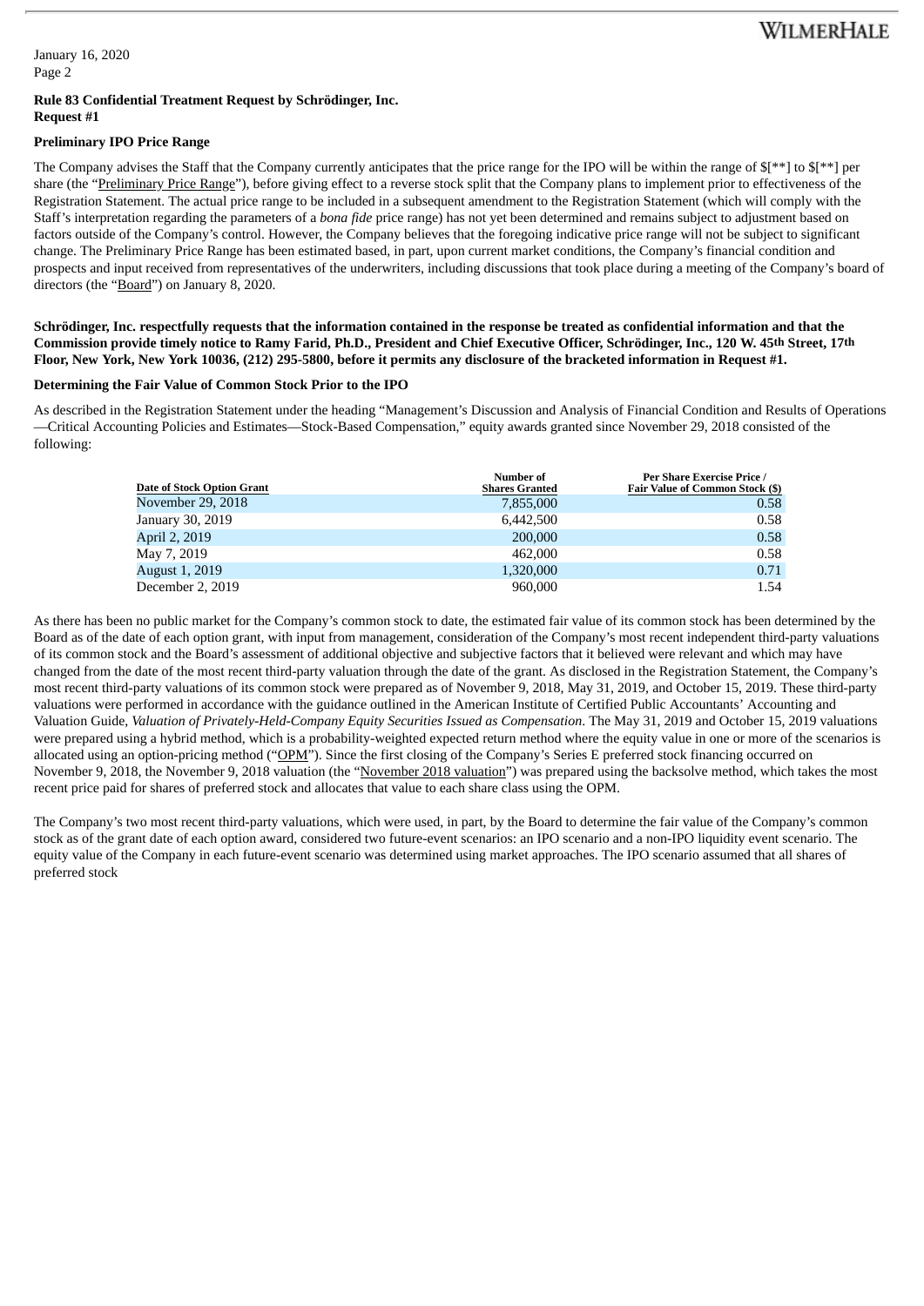**Rule 83 Confidential Treatment Request by Schrödinger, Inc.**
**Request #1**

**Preliminary IPO Price Range**

The Company advises the Staff that the Company currently anticipates that the price range for the IPO will be within the range of $[**] to $[**] per share (the "Preliminary Price Range"), before giving effect to a reverse stock split that the Company plans to implement prior to effectiveness of the Registration Statement. The actual price range to be included in a subsequent amendment to the Registration Statement (which will comply with the Staff's interpretation regarding the parameters of a *bona fide* price range) has not yet been determined and remains subject to adjustment based on factors outside of the Company's control. However, the Company believes that the foregoing indicative price range will not be subject to significant change. The Preliminary Price Range has been estimated based, in part, upon current market conditions, the Company's financial condition and prospects and input received from representatives of the underwriters, including discussions that took place during a meeting of the Company's board of directors (the "Board") on January 8, 2020.

**Schrödinger, Inc. respectfully requests that the information contained in the response be treated as confidential information and that the Commission provide timely notice to Ramy Farid, Ph.D., President and Chief Executive Officer, Schrödinger, Inc., 120 W. 45th Street, 17th Floor, New York, New York 10036, (212) 295-5800, before it permits any disclosure of the bracketed information in Request #1.**

**Determining the Fair Value of Common Stock Prior to the IPO**

As described in the Registration Statement under the heading "Management's Discussion and Analysis of Financial Condition and Results of Operations—Critical Accounting Policies and Estimates—Stock-Based Compensation," equity awards granted since November 29, 2018 consisted of the following:

| Date of Stock Option Grant | Number of Shares Granted | Per Share Exercise Price / Fair Value of Common Stock ($) |
|---|---|---|
| November 29, 2018 | 7,855,000 | 0.58 |
| January 30, 2019 | 6,442,500 | 0.58 |
| April 2, 2019 | 200,000 | 0.58 |
| May 7, 2019 | 462,000 | 0.58 |
| August 1, 2019 | 1,320,000 | 0.71 |
| December 2, 2019 | 960,000 | 1.54 |

As there has been no public market for the Company's common stock to date, the estimated fair value of its common stock has been determined by the Board as of the date of each option grant, with input from management, consideration of the Company's most recent independent third-party valuations of its common stock and the Board's assessment of additional objective and subjective factors that it believed were relevant and which may have changed from the date of the most recent third-party valuation through the date of the grant. As disclosed in the Registration Statement, the Company's most recent third-party valuations of its common stock were prepared as of November 9, 2018, May 31, 2019, and October 15, 2019. These third-party valuations were performed in accordance with the guidance outlined in the American Institute of Certified Public Accountants' Accounting and Valuation Guide, *Valuation of Privately-Held-Company Equity Securities Issued as Compensation*. The May 31, 2019 and October 15, 2019 valuations were prepared using a hybrid method, which is a probability-weighted expected return method where the equity value in one or more of the scenarios is allocated using an option-pricing method ("OPM"). Since the first closing of the Company's Series E preferred stock financing occurred on November 9, 2018, the November 9, 2018 valuation (the "November 2018 valuation") was prepared using the backsolve method, which takes the most recent price paid for shares of preferred stock and allocates that value to each share class using the OPM.

The Company's two most recent third-party valuations, which were used, in part, by the Board to determine the fair value of the Company's common stock as of the grant date of each option award, considered two future-event scenarios: an IPO scenario and a non-IPO liquidity event scenario. The equity value of the Company in each future-event scenario was determined using market approaches. The IPO scenario assumed that all shares of preferred stock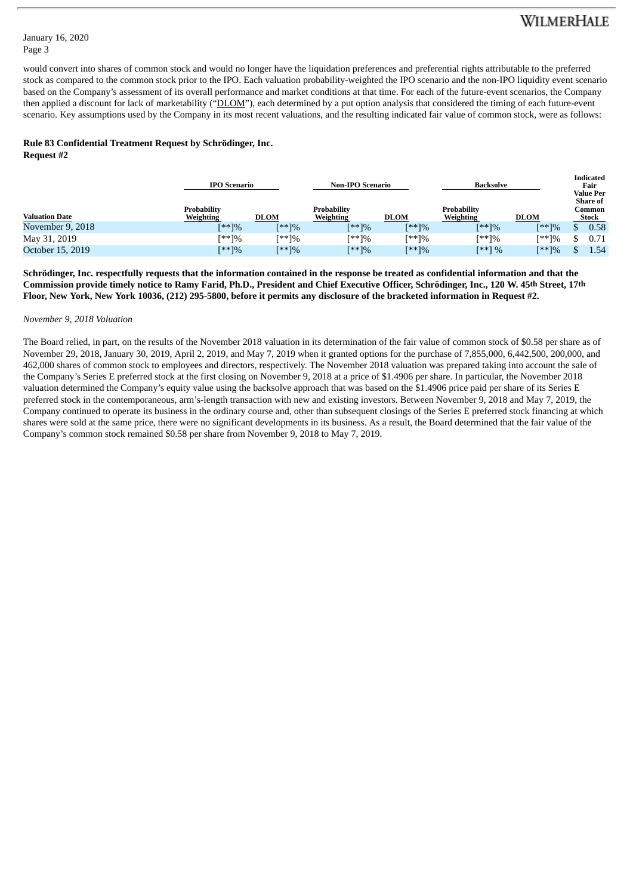would convert into shares of common stock and would no longer have the liquidation preferences and preferential rights attributable to the preferred stock as compared to the common stock prior to the IPO. Each valuation probability-weighted the IPO scenario and the non-IPO liquidity event scenario based on the Company's assessment of its overall performance and market conditions at that time. For each of the future-event scenarios, the Company then applied a discount for lack of marketability ("DLOM"), each determined by a put option analysis that considered the timing of each future-event scenario. Key assumptions used by the Company in its most recent valuations, and the resulting indicated fair value of common stock, were as follows:

**Rule 83 Confidential Treatment Request by Schrödinger, Inc.**
**Request #2**

| | IPO Scenario | | Non-IPO Scenario | | Backsolve | | Indicated Fair Value Per Share of Common Stock |
|---|---|---|---|---|---|---|---|
| Valuation Date | Probability Weighting | DLOM | Probability Weighting | DLOM | Probability Weighting | DLOM | |
| November 9, 2018 | [**]% | [**]% | [**]% | [**]% | [**]% | [**]% | $ 0.58 |
| May 31, 2019 | [**]% | [**]% | [**]% | [**]% | [**]% | [**]% | $ 0.71 |
| October 15, 2019 | [**]% | [**]% | [**]% | [**]% | [**] % | [**]% | $ 1.54 |

**Schrödinger, Inc. respectfully requests that the information contained in the response be treated as confidential information and that the Commission provide timely notice to Ramy Farid, Ph.D., President and Chief Executive Officer, Schrödinger, Inc., 120 W. 45th Street, 17th Floor, New York, New York 10036, (212) 295-5800, before it permits any disclosure of the bracketed information in Request #2.**

*November 9, 2018 Valuation*

The Board relied, in part, on the results of the November 2018 valuation in its determination of the fair value of common stock of $0.58 per share as of November 29, 2018, January 30, 2019, April 2, 2019, and May 7, 2019 when it granted options for the purchase of 7,855,000, 6,442,500, 200,000, and 462,000 shares of common stock to employees and directors, respectively. The November 2018 valuation was prepared taking into account the sale of the Company's Series E preferred stock at the first closing on November 9, 2018 at a price of $1.4906 per share. In particular, the November 2018 valuation determined the Company's equity value using the backsolve approach that was based on the $1.4906 price paid per share of its Series E preferred stock in the contemporaneous, arm's-length transaction with new and existing investors. Between November 9, 2018 and May 7, 2019, the Company continued to operate its business in the ordinary course and, other than subsequent closings of the Series E preferred stock financing at which shares were sold at the same price, there were no significant developments in its business. As a result, the Board determined that the fair value of the Company's common stock remained $0.58 per share from November 9, 2018 to May 7, 2019.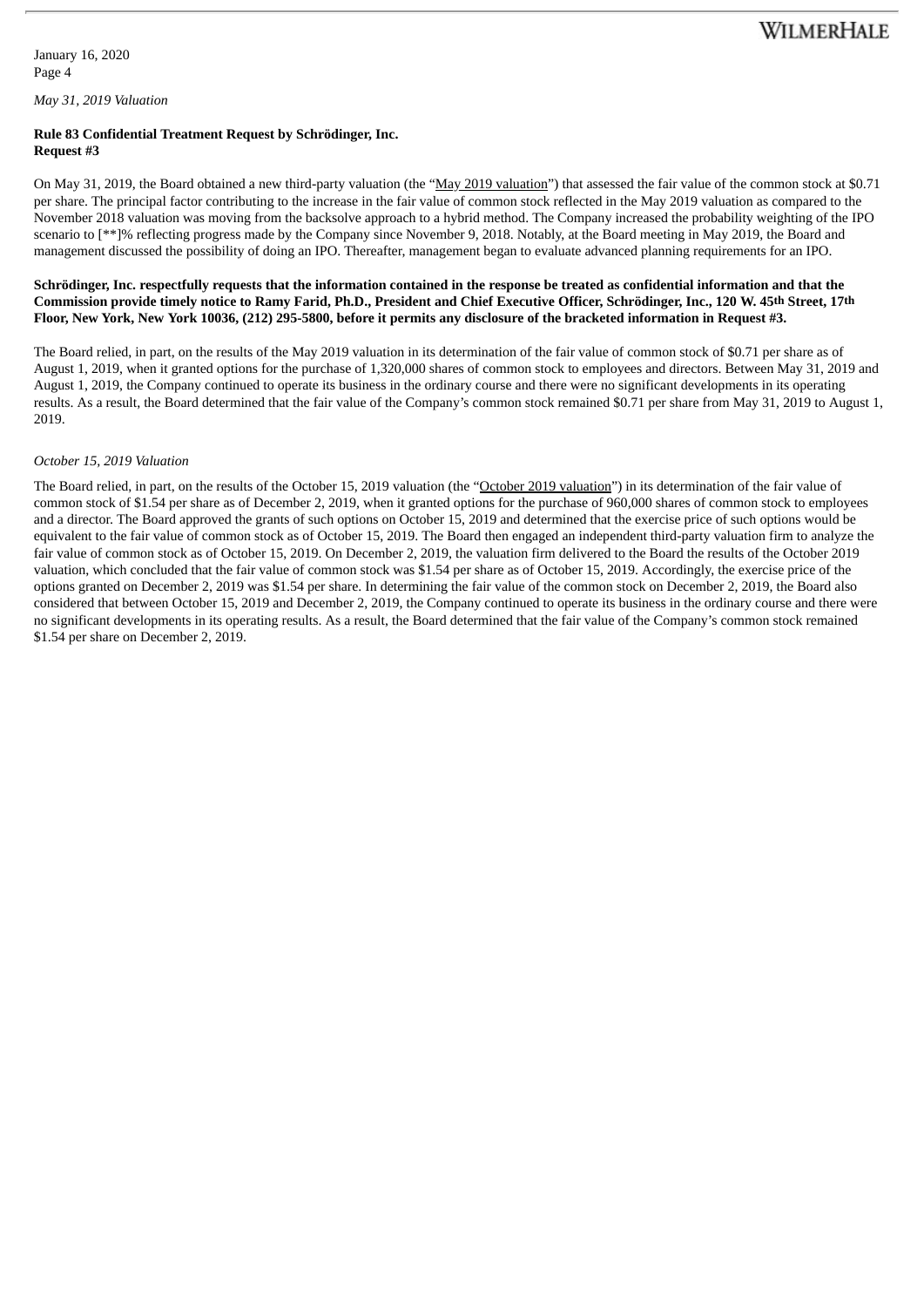*May 31, 2019 Valuation*

**Rule 83 Confidential Treatment Request by Schrödinger, Inc.**
**Request #3**

On May 31, 2019, the Board obtained a new third-party valuation (the "May 2019 valuation") that assessed the fair value of the common stock at $0.71 per share. The principal factor contributing to the increase in the fair value of common stock reflected in the May 2019 valuation as compared to the November 2018 valuation was moving from the backsolve approach to a hybrid method. The Company increased the probability weighting of the IPO scenario to [**]% reflecting progress made by the Company since November 9, 2018. Notably, at the Board meeting in May 2019, the Board and management discussed the possibility of doing an IPO. Thereafter, management began to evaluate advanced planning requirements for an IPO.

**Schrödinger, Inc. respectfully requests that the information contained in the response be treated as confidential information and that the Commission provide timely notice to Ramy Farid, Ph.D., President and Chief Executive Officer, Schrödinger, Inc., 120 W. 45th Street, 17th Floor, New York, New York 10036, (212) 295-5800, before it permits any disclosure of the bracketed information in Request #3.**

The Board relied, in part, on the results of the May 2019 valuation in its determination of the fair value of common stock of $0.71 per share as of August 1, 2019, when it granted options for the purchase of 1,320,000 shares of common stock to employees and directors. Between May 31, 2019 and August 1, 2019, the Company continued to operate its business in the ordinary course and there were no significant developments in its operating results. As a result, the Board determined that the fair value of the Company's common stock remained $0.71 per share from May 31, 2019 to August 1, 2019.

*October 15, 2019 Valuation*

The Board relied, in part, on the results of the October 15, 2019 valuation (the "October 2019 valuation") in its determination of the fair value of common stock of $1.54 per share as of December 2, 2019, when it granted options for the purchase of 960,000 shares of common stock to employees and a director. The Board approved the grants of such options on October 15, 2019 and determined that the exercise price of such options would be equivalent to the fair value of common stock as of October 15, 2019. The Board then engaged an independent third-party valuation firm to analyze the fair value of common stock as of October 15, 2019. On December 2, 2019, the valuation firm delivered to the Board the results of the October 2019 valuation, which concluded that the fair value of common stock was $1.54 per share as of October 15, 2019. Accordingly, the exercise price of the options granted on December 2, 2019 was $1.54 per share. In determining the fair value of the common stock on December 2, 2019, the Board also considered that between October 15, 2019 and December 2, 2019, the Company continued to operate its business in the ordinary course and there were no significant developments in its operating results. As a result, the Board determined that the fair value of the Company's common stock remained $1.54 per share on December 2, 2019.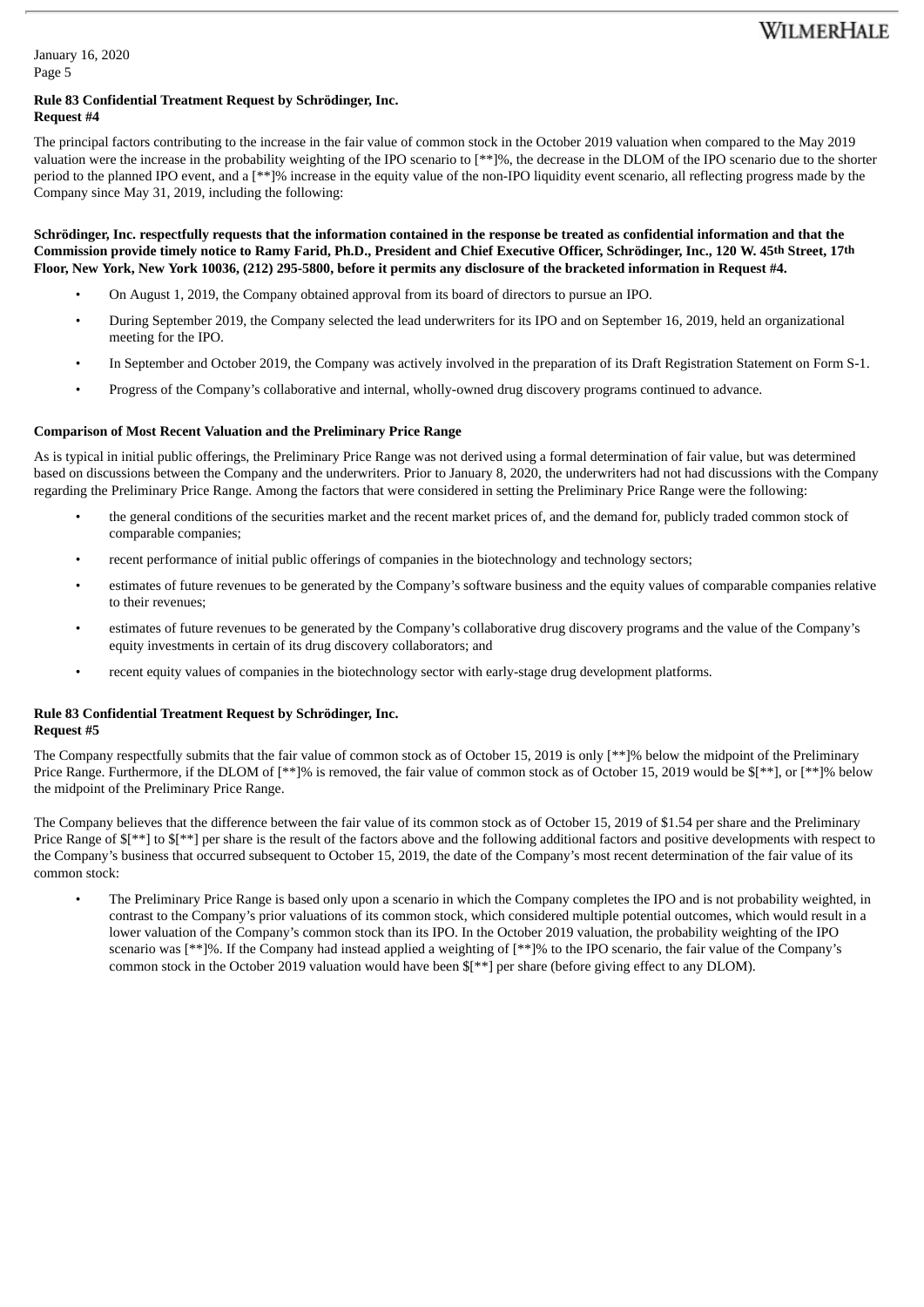**Rule 83 Confidential Treatment Request by Schrödinger, Inc.**
**Request #4**

The principal factors contributing to the increase in the fair value of common stock in the October 2019 valuation when compared to the May 2019 valuation were the increase in the probability weighting of the IPO scenario to [**]%, the decrease in the DLOM of the IPO scenario due to the shorter period to the planned IPO event, and a [**]% increase in the equity value of the non-IPO liquidity event scenario, all reflecting progress made by the Company since May 31, 2019, including the following:

**Schrödinger, Inc. respectfully requests that the information contained in the response be treated as confidential information and that the Commission provide timely notice to Ramy Farid, Ph.D., President and Chief Executive Officer, Schrödinger, Inc., 120 W. 45th Street, 17th Floor, New York, New York 10036, (212) 295-5800, before it permits any disclosure of the bracketed information in Request #4.**

- On August 1, 2019, the Company obtained approval from its board of directors to pursue an IPO.
- During September 2019, the Company selected the lead underwriters for its IPO and on September 16, 2019, held an organizational meeting for the IPO.
- In September and October 2019, the Company was actively involved in the preparation of its Draft Registration Statement on Form S-1.
- Progress of the Company's collaborative and internal, wholly-owned drug discovery programs continued to advance.

**Comparison of Most Recent Valuation and the Preliminary Price Range**

As is typical in initial public offerings, the Preliminary Price Range was not derived using a formal determination of fair value, but was determined based on discussions between the Company and the underwriters. Prior to January 8, 2020, the underwriters had not had discussions with the Company regarding the Preliminary Price Range. Among the factors that were considered in setting the Preliminary Price Range were the following:

- the general conditions of the securities market and the recent market prices of, and the demand for, publicly traded common stock of comparable companies;
- recent performance of initial public offerings of companies in the biotechnology and technology sectors;
- estimates of future revenues to be generated by the Company's software business and the equity values of comparable companies relative to their revenues;
- estimates of future revenues to be generated by the Company's collaborative drug discovery programs and the value of the Company's equity investments in certain of its drug discovery collaborators; and
- recent equity values of companies in the biotechnology sector with early-stage drug development platforms.

**Rule 83 Confidential Treatment Request by Schrödinger, Inc.**
**Request #5**

The Company respectfully submits that the fair value of common stock as of October 15, 2019 is only [**]% below the midpoint of the Preliminary Price Range. Furthermore, if the DLOM of [**]% is removed, the fair value of common stock as of October 15, 2019 would be $[**], or [**]% below the midpoint of the Preliminary Price Range.

The Company believes that the difference between the fair value of its common stock as of October 15, 2019 of $1.54 per share and the Preliminary Price Range of $[**] to $[**] per share is the result of the factors above and the following additional factors and positive developments with respect to the Company's business that occurred subsequent to October 15, 2019, the date of the Company's most recent determination of the fair value of its common stock:

- The Preliminary Price Range is based only upon a scenario in which the Company completes the IPO and is not probability weighted, in contrast to the Company's prior valuations of its common stock, which considered multiple potential outcomes, which would result in a lower valuation of the Company's common stock than its IPO. In the October 2019 valuation, the probability weighting of the IPO scenario was [**]%. If the Company had instead applied a weighting of [**]% to the IPO scenario, the fair value of the Company's common stock in the October 2019 valuation would have been $[**] per share (before giving effect to any DLOM).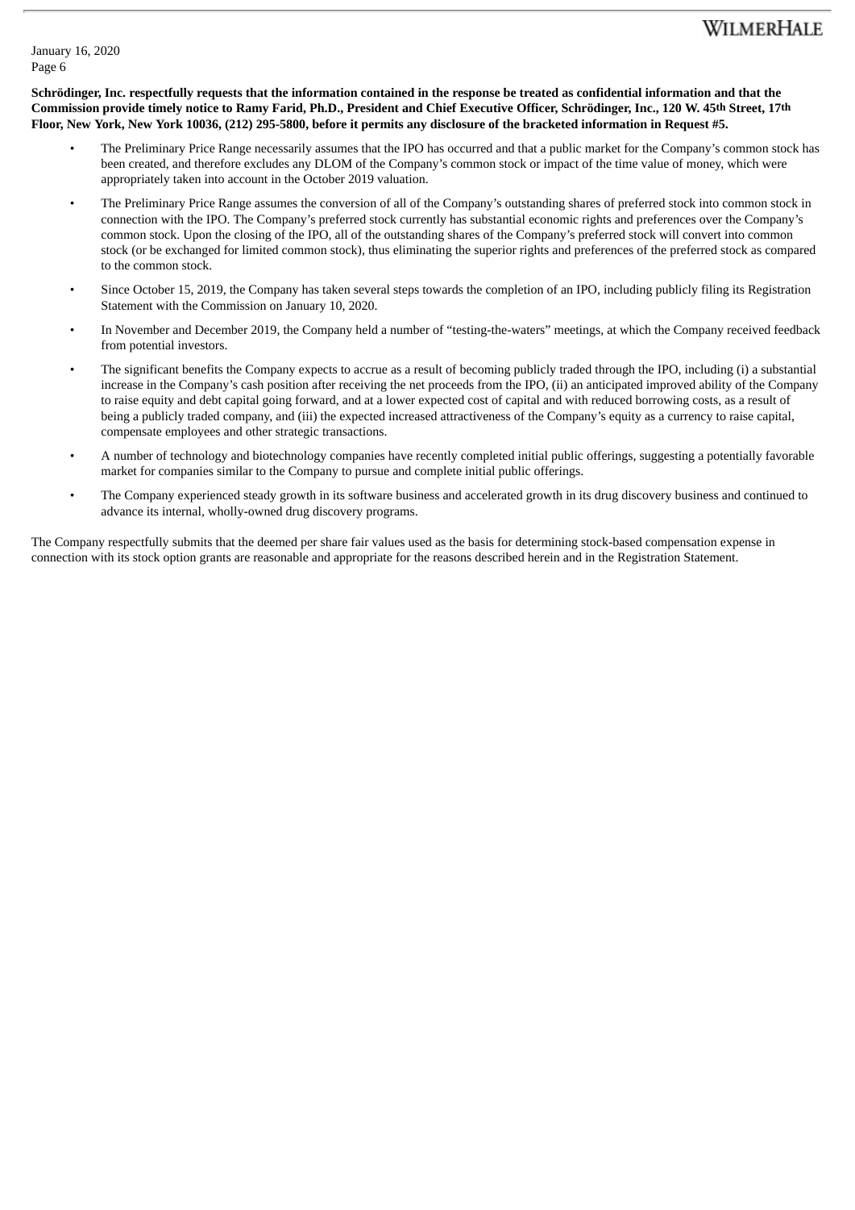**Schrödinger, Inc. respectfully requests that the information contained in the response be treated as confidential information and that the Commission provide timely notice to Ramy Farid, Ph.D., President and Chief Executive Officer, Schrödinger, Inc., 120 W. 45th Street, 17th Floor, New York, New York 10036, (212) 295-5800, before it permits any disclosure of the bracketed information in Request #5.**

- The Preliminary Price Range necessarily assumes that the IPO has occurred and that a public market for the Company's common stock has been created, and therefore excludes any DLOM of the Company's common stock or impact of the time value of money, which were appropriately taken into account in the October 2019 valuation.
- The Preliminary Price Range assumes the conversion of all of the Company's outstanding shares of preferred stock into common stock in connection with the IPO. The Company's preferred stock currently has substantial economic rights and preferences over the Company's common stock. Upon the closing of the IPO, all of the outstanding shares of the Company's preferred stock will convert into common stock (or be exchanged for limited common stock), thus eliminating the superior rights and preferences of the preferred stock as compared to the common stock.
- Since October 15, 2019, the Company has taken several steps towards the completion of an IPO, including publicly filing its Registration Statement with the Commission on January 10, 2020.
- In November and December 2019, the Company held a number of "testing-the-waters" meetings, at which the Company received feedback from potential investors.
- The significant benefits the Company expects to accrue as a result of becoming publicly traded through the IPO, including (i) a substantial increase in the Company's cash position after receiving the net proceeds from the IPO, (ii) an anticipated improved ability of the Company to raise equity and debt capital going forward, and at a lower expected cost of capital and with reduced borrowing costs, as a result of being a publicly traded company, and (iii) the expected increased attractiveness of the Company's equity as a currency to raise capital, compensate employees and other strategic transactions.
- A number of technology and biotechnology companies have recently completed initial public offerings, suggesting a potentially favorable market for companies similar to the Company to pursue and complete initial public offerings.
- The Company experienced steady growth in its software business and accelerated growth in its drug discovery business and continued to advance its internal, wholly-owned drug discovery programs.

The Company respectfully submits that the deemed per share fair values used as the basis for determining stock-based compensation expense in connection with its stock option grants are reasonable and appropriate for the reasons described herein and in the Registration Statement.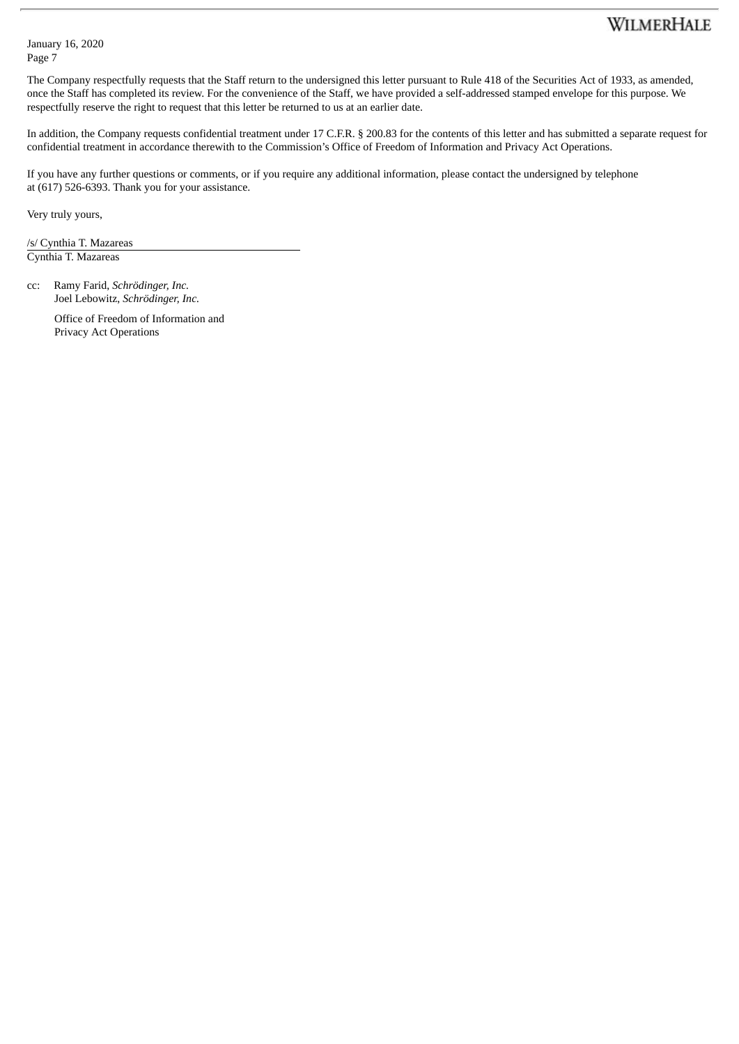The Company respectfully requests that the Staff return to the undersigned this letter pursuant to Rule 418 of the Securities Act of 1933, as amended, once the Staff has completed its review. For the convenience of the Staff, we have provided a self-addressed stamped envelope for this purpose. We respectfully reserve the right to request that this letter be returned to us at an earlier date.

In addition, the Company requests confidential treatment under 17 C.F.R. § 200.83 for the contents of this letter and has submitted a separate request for confidential treatment in accordance therewith to the Commission's Office of Freedom of Information and Privacy Act Operations.

If you have any further questions or comments, or if you require any additional information, please contact the undersigned by telephone at (617) 526-6393. Thank you for your assistance.

Very truly yours,

/s/ Cynthia T. Mazareas
Cynthia T. Mazareas

cc: Ramy Farid, *Schrödinger, Inc.*
Joel Lebowitz, *Schrödinger, Inc.*

Office of Freedom of Information and
Privacy Act Operations